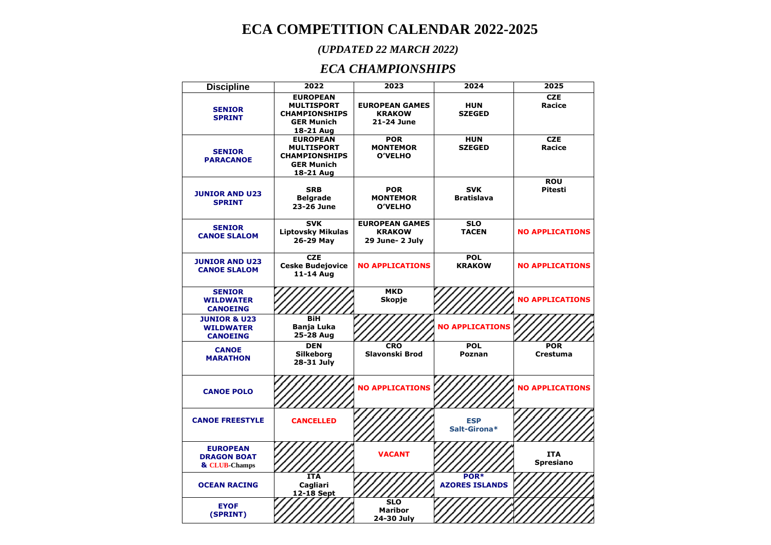# ECA COMPETITION CALENDAR 2022-2025

*(UPDATED 22 MARCH 2022)*

## *ECA CHAMPIONSHIPS*

| Discipline | 2022 | 2023 | 2024 | 2025 |
|---|---|---|---|---|
| **SENIOR SPRINT** | **EUROPEAN MULTISPORT CHAMPIONSHIPS GER Munich 18-21 Aug** | **EUROPEAN GAMES KRAKOW 21-24 June** | **HUN SZEGED** | **CZE Racice** |
| **SENIOR PARACANOE** | **EUROPEAN MULTISPORT CHAMPIONSHIPS GER Munich 18-21 Aug** | **POR MONTEMOR O'VELHO** | **HUN SZEGED** | **CZE Racice** |
| **JUNIOR AND U23 SPRINT** | **SRB Belgrade 23-26 June** | **POR MONTEMOR O'VELHO** | **SVK Bratislava** | **ROU Pitesti** |
| **SENIOR CANOE SLALOM** | **SVK Liptovsky Mikulas 26-29 May** | **EUROPEAN GAMES KRAKOW 29 June- 2 July** | **SLO TACEN** | **NO APPLICATIONS** |
| **JUNIOR AND U23 CANOE SLALOM** | **CZE Ceske Budejovice 11-14 Aug** | **NO APPLICATIONS** | **POL KRAKOW** | **NO APPLICATIONS** |
| **SENIOR WILDWATER CANOEING** | | **MKD Skopje** | | **NO APPLICATIONS** |
| **JUNIOR & U23 WILDWATER CANOEING** | **BiH Banja Luka 25-28 Aug** | | **NO APPLICATIONS** | |
| **CANOE MARATHON** | **DEN Silkeborg 28-31 July** | **CRO Slavonski Brod** | **POL Poznan** | **POR Crestuma** |
| **CANOE POLO** | | **NO APPLICATIONS** | | **NO APPLICATIONS** |
| **CANOE FREESTYLE** | **CANCELLED** | | **ESP Salt-Girona*** | |
| **EUROPEAN DRAGON BOAT & CLUB-Champs** | | **VACANT** | | **ITA Spresiano** |
| **OCEAN RACING** | **ITA Cagliari 12-18 Sept** | | **POR* AZORES ISLANDS** | |
| **EYOF (SPRINT)** | | **SLO Maribor 24-30 July** | | |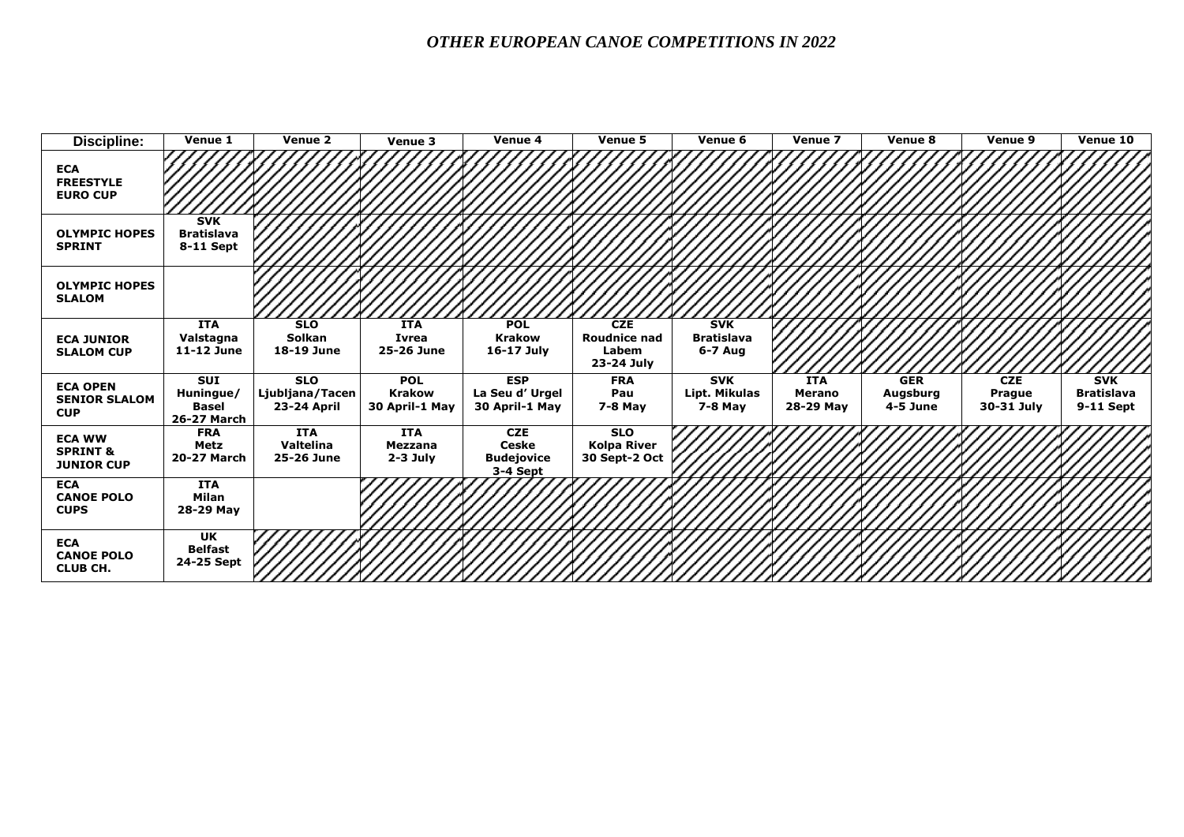*OTHER EUROPEAN CANOE COMPETITIONS IN 2022*

| Discipline: | Venue 1 | Venue 2 | Venue 3 | Venue 4 | Venue 5 | Venue 6 | Venue 7 | Venue 8 | Venue 9 | Venue 10 |
|---|---|---|---|---|---|---|---|---|---|---|
| **ECA FREESTYLE EURO CUP** | | | | | | | | | | |
| **OLYMPIC HOPES SPRINT** | **SVK Bratislava 8-11 Sept** | | | | | | | | | |
| **OLYMPIC HOPES SLALOM** | | | | | | | | | | |
| **ECA JUNIOR SLALOM CUP** | **ITA Valstagna 11-12 June** | **SLO Solkan 18-19 June** | **ITA Ivrea 25-26 June** | **POL Krakow 16-17 July** | **CZE Roudnice nad Labem 23-24 July** | **SVK Bratislava 6-7 Aug** | | | | |
| **ECA OPEN SENIOR SLALOM CUP** | **SUI Huningue/ Basel 26-27 March** | **SLO Ljubljana/Tacen 23-24 April** | **POL Krakow 30 April-1 May** | **ESP La Seu d' Urgel 30 April-1 May** | **FRA Pau 7-8 May** | **SVK Lipt. Mikulas 7-8 May** | **ITA Merano 28-29 May** | **GER Augsburg 4-5 June** | **CZE Prague 30-31 July** | **SVK Bratislava 9-11 Sept** |
| **ECA WW SPRINT & JUNIOR CUP** | **FRA Metz 20-27 March** | **ITA Valtelina 25-26 June** | **ITA Mezzana 2-3 July** | **CZE Ceske Budejovice 3-4 Sept** | **SLO Kolpa River 30 Sept-2 Oct** | | | | | |
| **ECA CANOE POLO CUPS** | **ITA Milan 28-29 May** | | | | | | | | | |
| **ECA CANOE POLO CLUB CH.** | **UK Belfast 24-25 Sept** | | | | | | | | | |